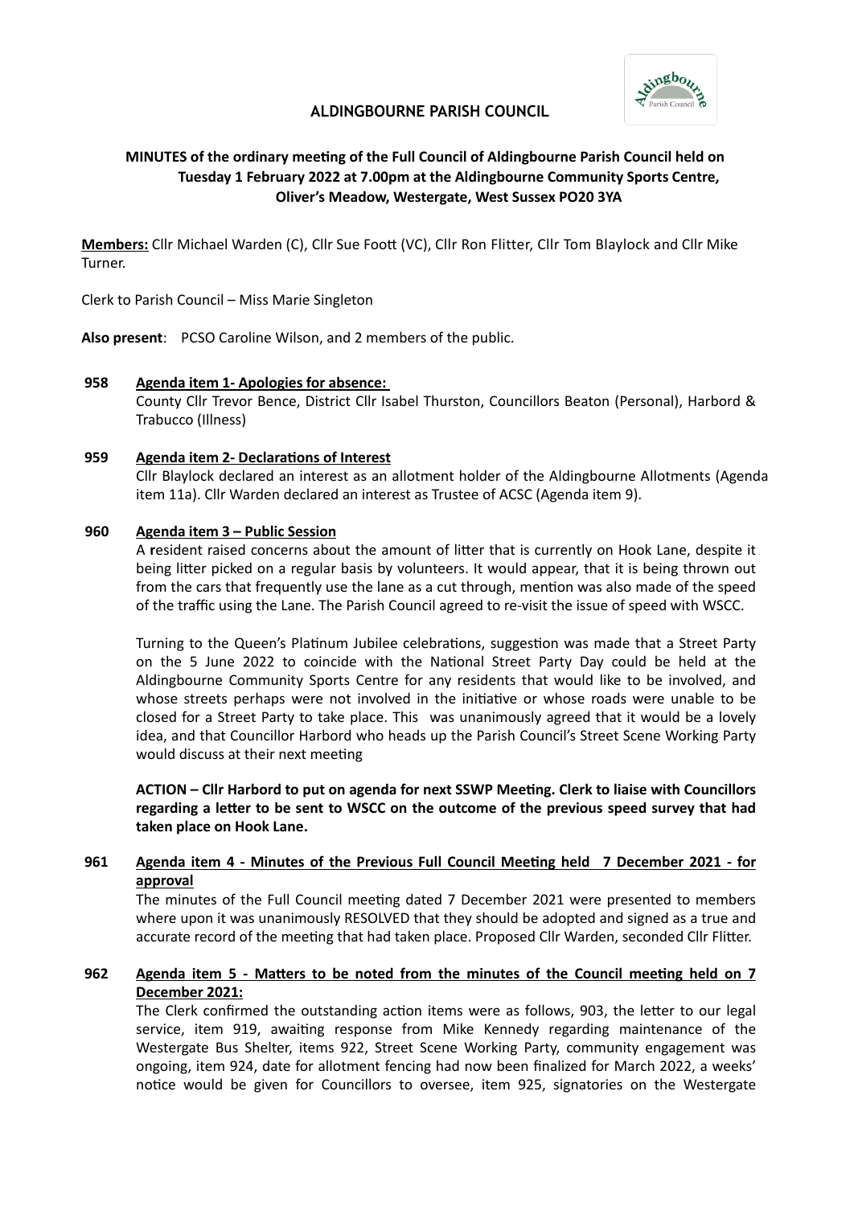# ALDINGBOURNE PARISH COUNCIL

**MINUTES of the ordinary meeting of the Full Council of Aldingbourne Parish Council held on Tuesday 1 February 2022 at 7.00pm at the Aldingbourne Community Sports Centre, Oliver's Meadow, Westergate, West Sussex PO20 3YA**

**Members:** Cllr Michael Warden (C), Cllr Sue Foott (VC), Cllr Ron Flitter, Cllr Tom Blaylock and Cllr Mike Turner.

Clerk to Parish Council – Miss Marie Singleton

**Also present**: PCSO Caroline Wilson, and 2 members of the public.

**958 Agenda item 1- Apologies for absence:**

County Cllr Trevor Bence, District Cllr Isabel Thurston, Councillors Beaton (Personal), Harbord & Trabucco (Illness)

**959 Agenda item 2- Declarations of Interest**

Cllr Blaylock declared an interest as an allotment holder of the Aldingbourne Allotments (Agenda item 11a). Cllr Warden declared an interest as Trustee of ACSC (Agenda item 9).

**960 Agenda item 3 – Public Session**

A resident raised concerns about the amount of litter that is currently on Hook Lane, despite it being litter picked on a regular basis by volunteers. It would appear, that it is being thrown out from the cars that frequently use the lane as a cut through, mention was also made of the speed of the traffic using the Lane. The Parish Council agreed to re-visit the issue of speed with WSCC.

Turning to the Queen's Platinum Jubilee celebrations, suggestion was made that a Street Party on the 5 June 2022 to coincide with the National Street Party Day could be held at the Aldingbourne Community Sports Centre for any residents that would like to be involved, and whose streets perhaps were not involved in the initiative or whose roads were unable to be closed for a Street Party to take place. This was unanimously agreed that it would be a lovely idea, and that Councillor Harbord who heads up the Parish Council's Street Scene Working Party would discuss at their next meeting

**ACTION – Cllr Harbord to put on agenda for next SSWP Meeting. Clerk to liaise with Councillors regarding a letter to be sent to WSCC on the outcome of the previous speed survey that had taken place on Hook Lane.**

**961 Agenda item 4 - Minutes of the Previous Full Council Meeting held 7 December 2021 - for approval**

The minutes of the Full Council meeting dated 7 December 2021 were presented to members where upon it was unanimously RESOLVED that they should be adopted and signed as a true and accurate record of the meeting that had taken place. Proposed Cllr Warden, seconded Cllr Flitter.

**962 Agenda item 5 - Matters to be noted from the minutes of the Council meeting held on 7 December 2021:**

The Clerk confirmed the outstanding action items were as follows, 903, the letter to our legal service, item 919, awaiting response from Mike Kennedy regarding maintenance of the Westergate Bus Shelter, items 922, Street Scene Working Party, community engagement was ongoing, item 924, date for allotment fencing had now been finalized for March 2022, a weeks' notice would be given for Councillors to oversee, item 925, signatories on the Westergate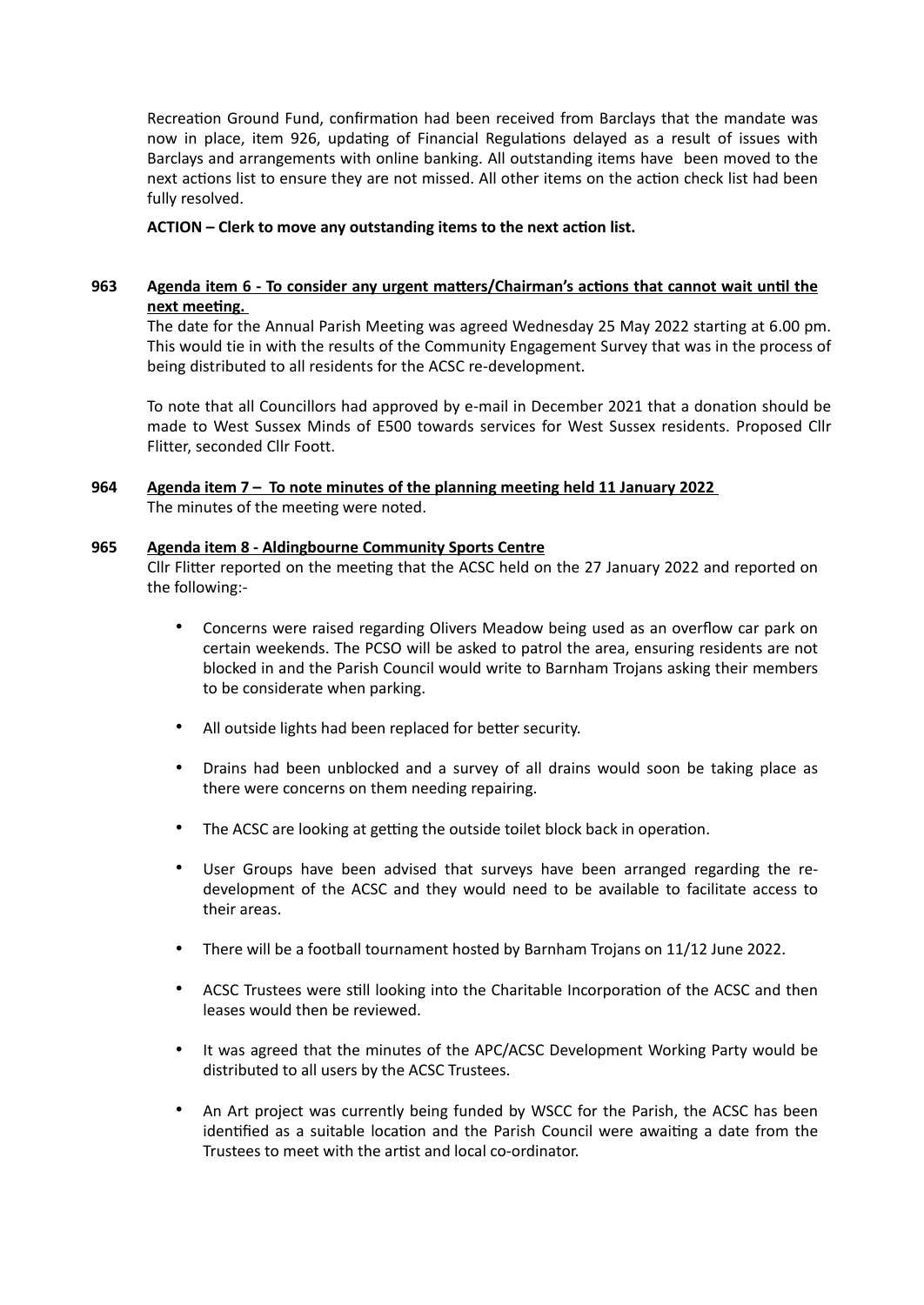Recreation Ground Fund, confirmation had been received from Barclays that the mandate was now in place, item 926, updating of Financial Regulations delayed as a result of issues with Barclays and arrangements with online banking. All outstanding items have been moved to the next actions list to ensure they are not missed. All other items on the action check list had been fully resolved.

**ACTION – Clerk to move any outstanding items to the next action list.**

**963 <u>Agenda item 6 - To consider any urgent matters/Chairman's actions that cannot wait until the next meeting.</u>**

The date for the Annual Parish Meeting was agreed Wednesday 25 May 2022 starting at 6.00 pm. This would tie in with the results of the Community Engagement Survey that was in the process of being distributed to all residents for the ACSC re-development.

To note that all Councillors had approved by e-mail in December 2021 that a donation should be made to West Sussex Minds of £500 towards services for West Sussex residents. Proposed Cllr Flitter, seconded Cllr Foott.

**964 <u>Agenda item 7 – To note minutes of the planning meeting held 11 January 2022</u>**

The minutes of the meeting were noted.

**965 <u>Agenda item 8 - Aldingbourne Community Sports Centre</u>**

Cllr Flitter reported on the meeting that the ACSC held on the 27 January 2022 and reported on the following:-

- Concerns were raised regarding Olivers Meadow being used as an overflow car park on certain weekends. The PCSO will be asked to patrol the area, ensuring residents are not blocked in and the Parish Council would write to Barnham Trojans asking their members to be considerate when parking.
- All outside lights had been replaced for better security.
- Drains had been unblocked and a survey of all drains would soon be taking place as there were concerns on them needing repairing.
- The ACSC are looking at getting the outside toilet block back in operation.
- User Groups have been advised that surveys have been arranged regarding the re-development of the ACSC and they would need to be available to facilitate access to their areas.
- There will be a football tournament hosted by Barnham Trojans on 11/12 June 2022.
- ACSC Trustees were still looking into the Charitable Incorporation of the ACSC and then leases would then be reviewed.
- It was agreed that the minutes of the APC/ACSC Development Working Party would be distributed to all users by the ACSC Trustees.
- An Art project was currently being funded by WSCC for the Parish, the ACSC has been identified as a suitable location and the Parish Council were awaiting a date from the Trustees to meet with the artist and local co-ordinator.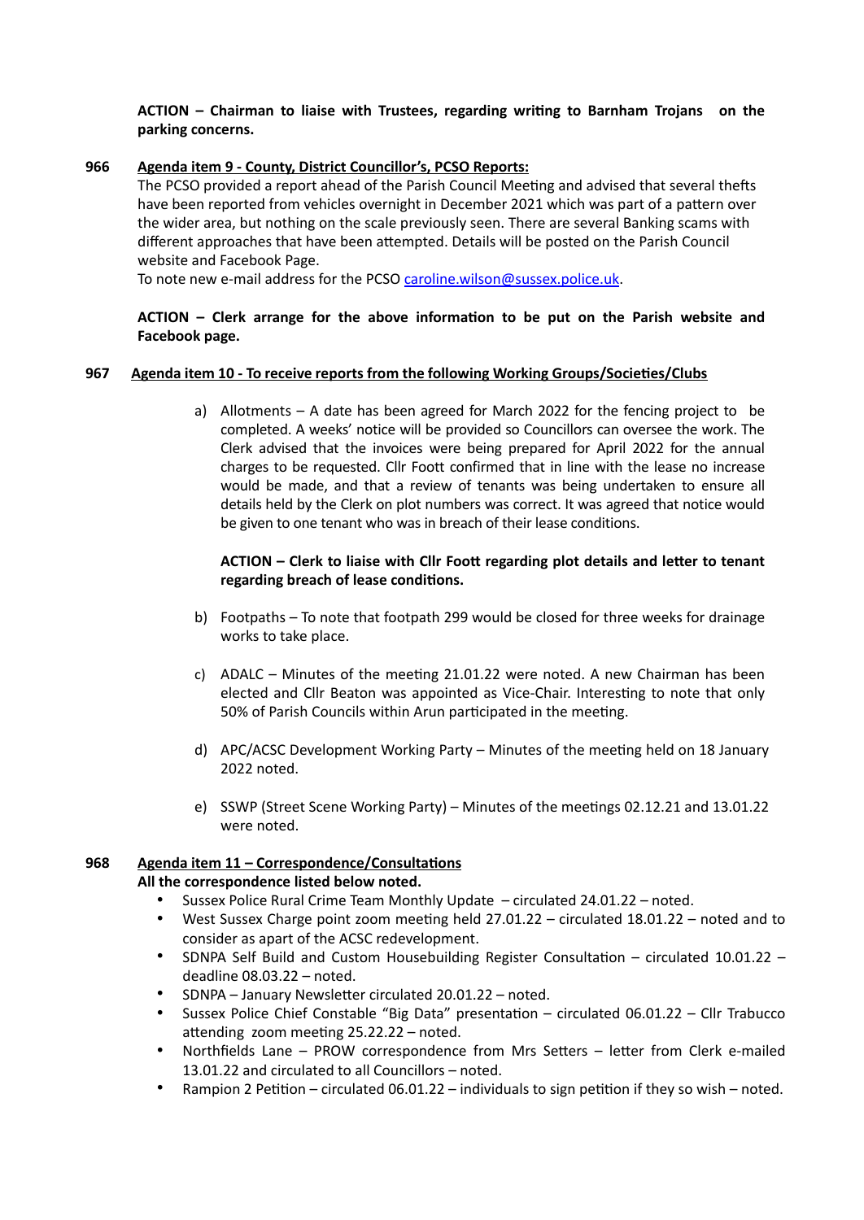**ACTION – Chairman to liaise with Trustees, regarding writing to Barnham Trojans on the parking concerns.**

**966 Agenda item 9 - County, District Councillor's, PCSO Reports:**

The PCSO provided a report ahead of the Parish Council Meeting and advised that several thefts have been reported from vehicles overnight in December 2021 which was part of a pattern over the wider area, but nothing on the scale previously seen. There are several Banking scams with different approaches that have been attempted. Details will be posted on the Parish Council website and Facebook Page.

To note new e-mail address for the PCSO caroline.wilson@sussex.police.uk.

**ACTION – Clerk arrange for the above information to be put on the Parish website and Facebook page.**

**967 Agenda item 10 - To receive reports from the following Working Groups/Societies/Clubs**

a) Allotments – A date has been agreed for March 2022 for the fencing project to be completed. A weeks' notice will be provided so Councillors can oversee the work. The Clerk advised that the invoices were being prepared for April 2022 for the annual charges to be requested. Cllr Foott confirmed that in line with the lease no increase would be made, and that a review of tenants was being undertaken to ensure all details held by the Clerk on plot numbers was correct. It was agreed that notice would be given to one tenant who was in breach of their lease conditions.

   **ACTION – Clerk to liaise with Cllr Foott regarding plot details and letter to tenant regarding breach of lease conditions.**

b) Footpaths – To note that footpath 299 would be closed for three weeks for drainage works to take place.

c) ADALC – Minutes of the meeting 21.01.22 were noted. A new Chairman has been elected and Cllr Beaton was appointed as Vice-Chair. Interesting to note that only 50% of Parish Councils within Arun participated in the meeting.

d) APC/ACSC Development Working Party – Minutes of the meeting held on 18 January 2022 noted.

e) SSWP (Street Scene Working Party) – Minutes of the meetings 02.12.21 and 13.01.22 were noted.

**968 Agenda item 11 – Correspondence/Consultations**

**All the correspondence listed below noted.**

- Sussex Police Rural Crime Team Monthly Update – circulated 24.01.22 – noted.
- West Sussex Charge point zoom meeting held 27.01.22 – circulated 18.01.22 – noted and to consider as apart of the ACSC redevelopment.
- SDNPA Self Build and Custom Housebuilding Register Consultation – circulated 10.01.22 – deadline 08.03.22 – noted.
- SDNPA – January Newsletter circulated 20.01.22 – noted.
- Sussex Police Chief Constable "Big Data" presentation – circulated 06.01.22 – Cllr Trabucco attending zoom meeting 25.22.22 – noted.
- Northfields Lane – PROW correspondence from Mrs Setters – letter from Clerk e-mailed 13.01.22 and circulated to all Councillors – noted.
- Rampion 2 Petition – circulated 06.01.22 – individuals to sign petition if they so wish – noted.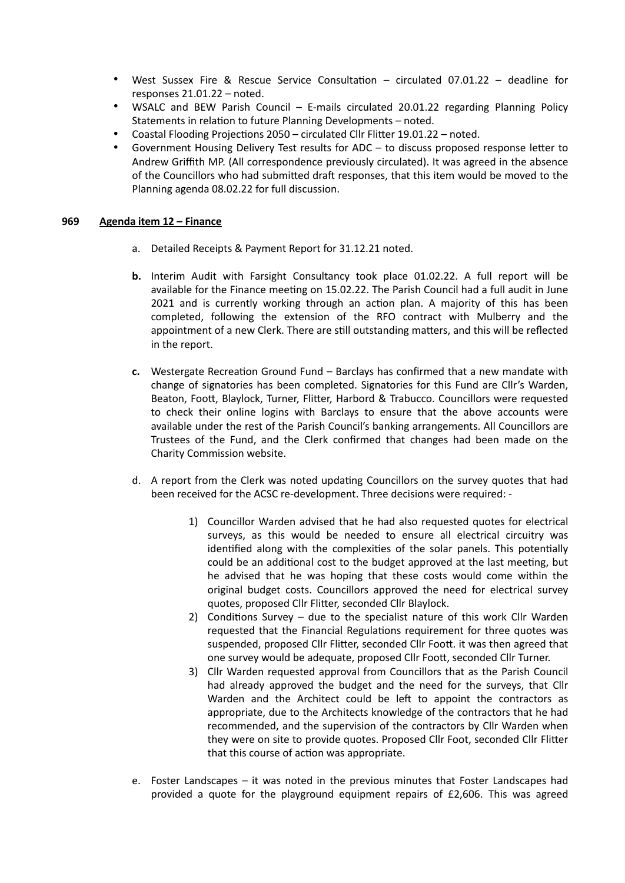- West Sussex Fire & Rescue Service Consultation – circulated 07.01.22 – deadline for responses 21.01.22 – noted.
- WSALC and BEW Parish Council – E-mails circulated 20.01.22 regarding Planning Policy Statements in relation to future Planning Developments – noted.
- Coastal Flooding Projections 2050 – circulated Cllr Flitter 19.01.22 – noted.
- Government Housing Delivery Test results for ADC – to discuss proposed response letter to Andrew Griffith MP. (All correspondence previously circulated). It was agreed in the absence of the Councillors who had submitted draft responses, that this item would be moved to the Planning agenda 08.02.22 for full discussion.

**969 Agenda item 12 – Finance**

a. Detailed Receipts & Payment Report for 31.12.21 noted.

**b.** Interim Audit with Farsight Consultancy took place 01.02.22. A full report will be available for the Finance meeting on 15.02.22. The Parish Council had a full audit in June 2021 and is currently working through an action plan. A majority of this has been completed, following the extension of the RFO contract with Mulberry and the appointment of a new Clerk. There are still outstanding matters, and this will be reflected in the report.

**c.** Westergate Recreation Ground Fund – Barclays has confirmed that a new mandate with change of signatories has been completed. Signatories for this Fund are Cllr's Warden, Beaton, Foott, Blaylock, Turner, Flitter, Harbord & Trabucco. Councillors were requested to check their online logins with Barclays to ensure that the above accounts were available under the rest of the Parish Council's banking arrangements. All Councillors are Trustees of the Fund, and the Clerk confirmed that changes had been made on the Charity Commission website.

d. A report from the Clerk was noted updating Councillors on the survey quotes that had been received for the ACSC re-development. Three decisions were required: -

1) Councillor Warden advised that he had also requested quotes for electrical surveys, as this would be needed to ensure all electrical circuitry was identified along with the complexities of the solar panels. This potentially could be an additional cost to the budget approved at the last meeting, but he advised that he was hoping that these costs would come within the original budget costs. Councillors approved the need for electrical survey quotes, proposed Cllr Flitter, seconded Cllr Blaylock.
2) Conditions Survey – due to the specialist nature of this work Cllr Warden requested that the Financial Regulations requirement for three quotes was suspended, proposed Cllr Flitter, seconded Cllr Foott. it was then agreed that one survey would be adequate, proposed Cllr Foott, seconded Cllr Turner.
3) Cllr Warden requested approval from Councillors that as the Parish Council had already approved the budget and the need for the surveys, that Cllr Warden and the Architect could be left to appoint the contractors as appropriate, due to the Architects knowledge of the contractors that he had recommended, and the supervision of the contractors by Cllr Warden when they were on site to provide quotes. Proposed Cllr Foot, seconded Cllr Flitter that this course of action was appropriate.

e. Foster Landscapes – it was noted in the previous minutes that Foster Landscapes had provided a quote for the playground equipment repairs of £2,606. This was agreed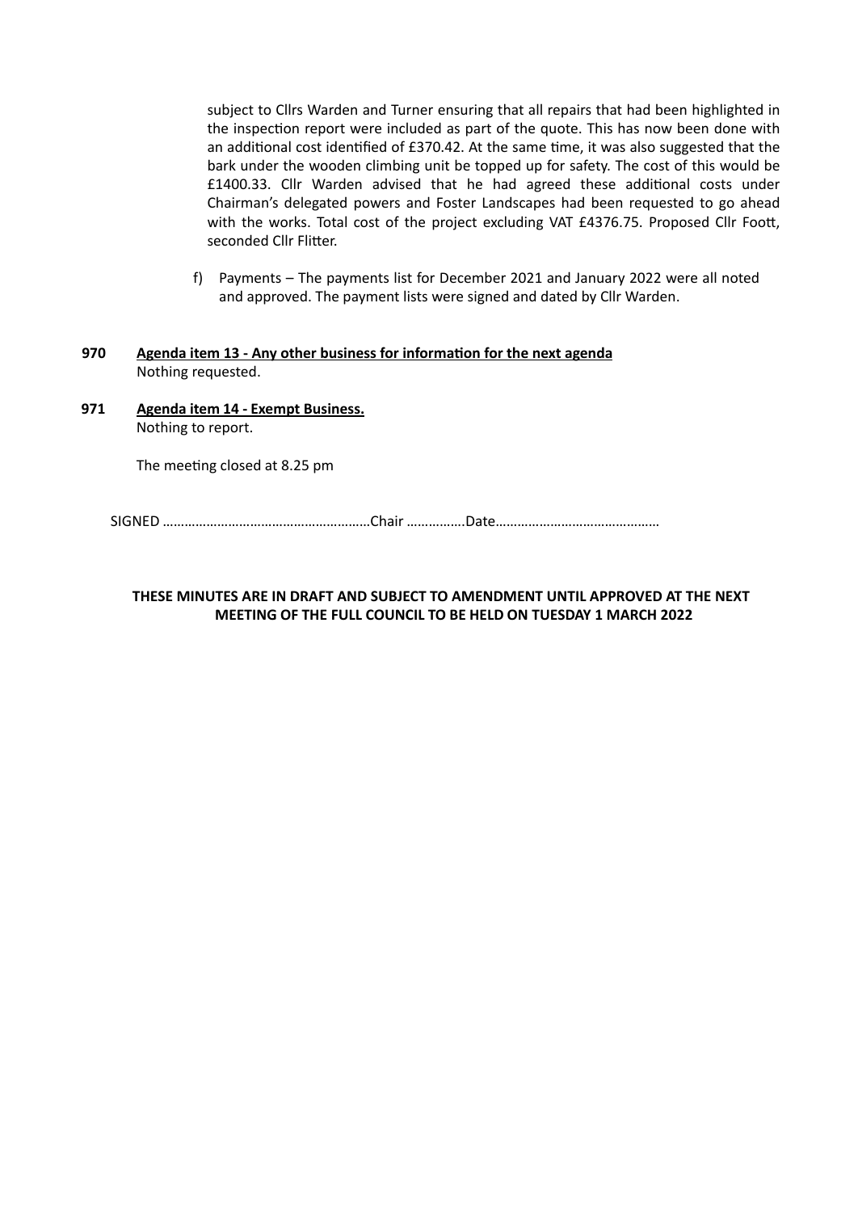subject to Cllrs Warden and Turner ensuring that all repairs that had been highlighted in the inspection report were included as part of the quote. This has now been done with an additional cost identified of £370.42. At the same time, it was also suggested that the bark under the wooden climbing unit be topped up for safety. The cost of this would be £1400.33. Cllr Warden advised that he had agreed these additional costs under Chairman's delegated powers and Foster Landscapes had been requested to go ahead with the works. Total cost of the project excluding VAT £4376.75. Proposed Cllr Foott, seconded Cllr Flitter.

f) Payments – The payments list for December 2021 and January 2022 were all noted and approved. The payment lists were signed and dated by Cllr Warden.

**970 <u>Agenda item 13 - Any other business for information for the next agenda</u>**

Nothing requested.

**971 <u>Agenda item 14 - Exempt Business.</u>**

Nothing to report.

The meeting closed at 8.25 pm

SIGNED …………………………………………………Chair …………….Date………………………………………

**THESE MINUTES ARE IN DRAFT AND SUBJECT TO AMENDMENT UNTIL APPROVED AT THE NEXT MEETING OF THE FULL COUNCIL TO BE HELD ON TUESDAY 1 MARCH 2022**